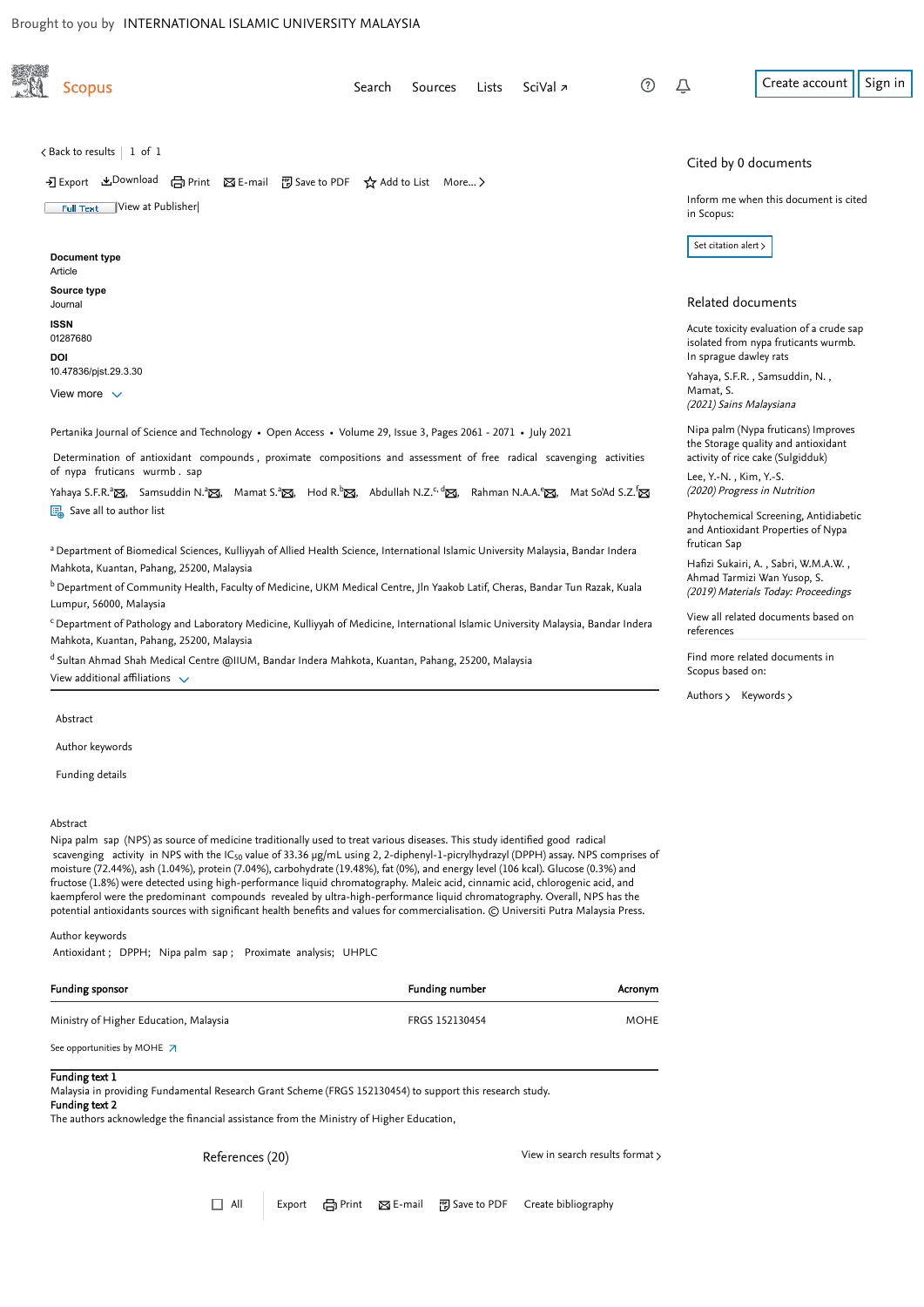Brought to you by INTERNATIONAL ISLAMIC UNIVERSITY MALAYSIA

Scopus

Search Sources Lists SciVal ↗

Create account Sign in

< Back to results | 1 of 1

Export Download Print E-mail Save to PDF Add to List More... >

Full Text | View at Publisher |

**Document type**
Article

**Source type**
Journal

**ISSN**
01287680

**DOI**
10.47836/pjst.29.3.30

View more

Pertanika Journal of Science and Technology • Open Access • Volume 29, Issue 3, Pages 2061 - 2071 • July 2021

# Determination of antioxidant compounds, proximate compositions and assessment of free radical scavenging activities of nypa fruticans wurmb. sap

Yahaya S.F.R.[a], Samsuddin N.[a], Mamat S.[a], Hod R.[b], Abdullah N.Z.[c, d], Rahman N.A.A.[e], Mat So'Ad S.Z.[f]

Save all to author list

[a] Department of Biomedical Sciences, Kulliyyah of Allied Health Science, International Islamic University Malaysia, Bandar Indera Mahkota, Kuantan, Pahang, 25200, Malaysia

[b] Department of Community Health, Faculty of Medicine, UKM Medical Centre, Jln Yaakob Latif, Cheras, Bandar Tun Razak, Kuala Lumpur, 56000, Malaysia

[c] Department of Pathology and Laboratory Medicine, Kulliyyah of Medicine, International Islamic University Malaysia, Bandar Indera Mahkota, Kuantan, Pahang, 25200, Malaysia

[d] Sultan Ahmad Shah Medical Centre @IIUM, Bandar Indera Mahkota, Kuantan, Pahang, 25200, Malaysia

View additional affiliations

Abstract

Author keywords

Funding details

## Abstract

Nipa palm sap (NPS) as source of medicine traditionally used to treat various diseases. This study identified good radical scavenging activity in NPS with the $IC_{50}$ value of 33.36 μg/mL using 2, 2-diphenyl-1-picrylhydrazyl (DPPH) assay. NPS comprises of moisture (72.44%), ash (1.04%), protein (7.04%), carbohydrate (19.48%), fat (0%), and energy level (106 kcal). Glucose (0.3%) and fructose (1.8%) were detected using high-performance liquid chromatography. Maleic acid, cinnamic acid, chlorogenic acid, and kaempferol were the predominant compounds revealed by ultra-high-performance liquid chromatography. Overall, NPS has the potential antioxidants sources with significant health benefits and values for commercialisation. © Universiti Putra Malaysia Press.

## Author keywords

Antioxidant ; DPPH; Nipa palm sap ; Proximate analysis; UHPLC

| Funding sponsor | Funding number | Acronym |
|---|---|---|
| Ministry of Higher Education, Malaysia | FRGS 152130454 | MOHE |

See opportunities by MOHE ↗

**Funding text 1**
Malaysia in providing Fundamental Research Grant Scheme (FRGS 152130454) to support this research study.
**Funding text 2**
The authors acknowledge the financial assistance from the Ministry of Higher Education,

## References (20)

View in search results format >

All Export Print E-mail Save to PDF Create bibliography

## Cited by 0 documents

Inform me when this document is cited in Scopus:

Set citation alert >

## Related documents

Acute toxicity evaluation of a crude sap isolated from nypa fruticants wurmb. In sprague dawley rats

Yahaya, S.F.R. , Samsuddin, N. , Mamat, S.
*(2021) Sains Malaysiana*

Nipa palm (Nypa fruticans) Improves the Storage quality and antioxidant activity of rice cake (Sulgidduk)

Lee, Y.-N. , Kim, Y.-S.
*(2020) Progress in Nutrition*

Phytochemical Screening, Antidiabetic and Antioxidant Properties of Nypa frutican Sap

Hafizi Sukairi, A. , Sabri, W.M.A.W. , Ahmad Tarmizi Wan Yusop, S.
*(2019) Materials Today: Proceedings*

View all related documents based on references

Find more related documents in Scopus based on:

Authors > Keywords >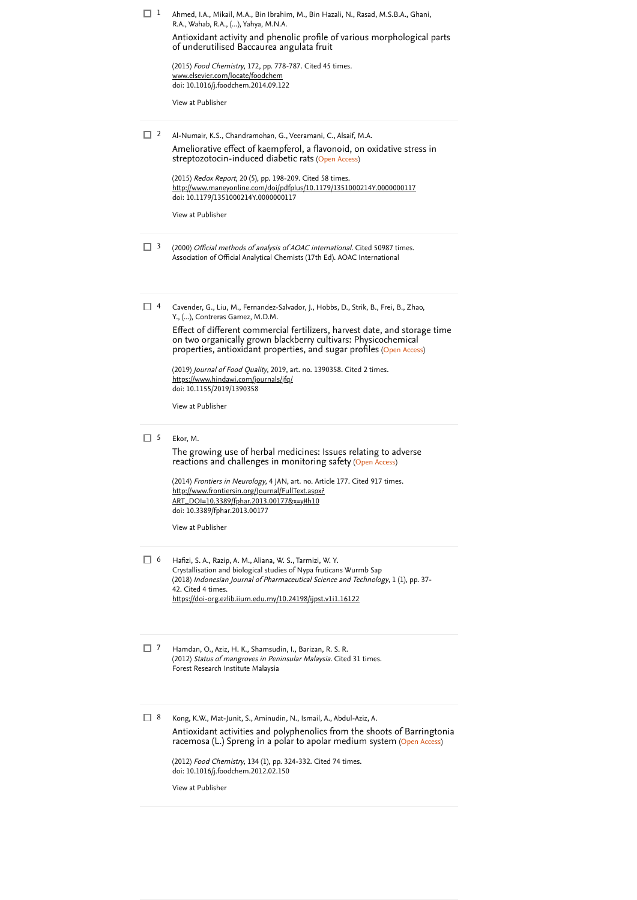1. Ahmed, I.A., Mikail, M.A., Bin Ibrahim, M., Bin Hazali, N., Rasad, M.S.B.A., Ghani, R.A., Wahab, R.A., (...), Yahya, M.N.A.

   Antioxidant activity and phenolic profile of various morphological parts of underutilised Baccaurea angulata fruit

   (2015) *Food Chemistry*, 172, pp. 778-787. Cited 45 times.
   www.elsevier.com/locate/foodchem
   doi: 10.1016/j.foodchem.2014.09.122

   View at Publisher

2. Al-Numair, K.S., Chandramohan, G., Veeramani, C., Alsaif, M.A.

   Ameliorative effect of kaempferol, a flavonoid, on oxidative stress in streptozotocin-induced diabetic rats (Open Access)

   (2015) *Redox Report*, 20 (5), pp. 198-209. Cited 58 times.
   http://www.maneyonline.com/doi/pdfplus/10.1179/1351000214Y.0000000117
   doi: 10.1179/1351000214Y.0000000117

   View at Publisher

3. (2000) *Official methods of analysis of AOAC international*. Cited 50987 times.
   Association of Official Analytical Chemists (17th Ed). AOAC International

4. Cavender, G., Liu, M., Fernandez-Salvador, J., Hobbs, D., Strik, B., Frei, B., Zhao, Y., (...), Contreras Gamez, M.D.M.

   Effect of different commercial fertilizers, harvest date, and storage time on two organically grown blackberry cultivars: Physicochemical properties, antioxidant properties, and sugar profiles (Open Access)

   (2019) *Journal of Food Quality*, 2019, art. no. 1390358. Cited 2 times.
   https://www.hindawi.com/journals/jfq/
   doi: 10.1155/2019/1390358

   View at Publisher

5. Ekor, M.

   The growing use of herbal medicines: Issues relating to adverse reactions and challenges in monitoring safety (Open Access)

   (2014) *Frontiers in Neurology*, 4 JAN, art. no. Article 177. Cited 917 times.
   http://www.frontiersin.org/Journal/FullText.aspx?ART_DOI=10.3389/fphar.2013.00177&x=y#h10
   doi: 10.3389/fphar.2013.00177

   View at Publisher

6. Hafizi, S. A., Razip, A. M., Aliana, W. S., Tarmizi, W. Y.
   Crystallisation and biological studies of Nypa fruticans Wurmb Sap
   (2018) *Indonesian Journal of Pharmaceutical Science and Technology*, 1 (1), pp. 37-42. Cited 4 times.
   https://doi-org.ezlib.iium.edu.my/10.24198/ijpst.v1i1.16122

7. Hamdan, O., Aziz, H. K., Shamsudin, I., Barizan, R. S. R.
   (2012) *Status of mangroves in Peninsular Malaysia*. Cited 31 times.
   Forest Research Institute Malaysia

8. Kong, K.W., Mat-Junit, S., Aminudin, N., Ismail, A., Abdul-Aziz, A.

   Antioxidant activities and polyphenolics from the shoots of Barringtonia racemosa (L.) Spreng in a polar to apolar medium system (Open Access)

   (2012) *Food Chemistry*, 134 (1), pp. 324-332. Cited 74 times.
   doi: 10.1016/j.foodchem.2012.02.150

   View at Publisher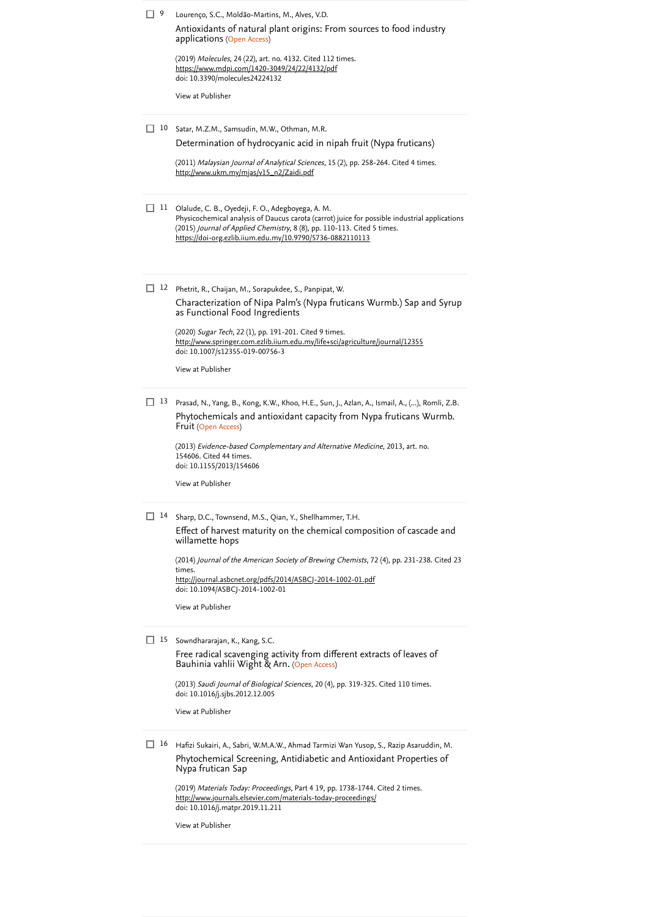9 Lourenço, S.C., Moldão-Martins, M., Alves, V.D.

Antioxidants of natural plant origins: From sources to food industry applications (Open Access)

(2019) *Molecules*, 24 (22), art. no. 4132. Cited 112 times.
https://www.mdpi.com/1420-3049/24/22/4132/pdf
doi: 10.3390/molecules24224132

View at Publisher

10 Satar, M.Z.M., Samsudin, M.W., Othman, M.R.

Determination of hydrocyanic acid in nipah fruit (Nypa fruticans)

(2011) *Malaysian Journal of Analytical Sciences*, 15 (2), pp. 258-264. Cited 4 times.
http://www.ukm.my/mjas/v15_n2/Zaidi.pdf

11 Olalude, C. B., Oyedeji, F. O., Adegboyega, A. M.

Physicochemical analysis of Daucus carota (carrot) juice for possible industrial applications

(2015) *Journal of Applied Chemistry*, 8 (8), pp. 110-113. Cited 5 times.
https://doi-org.ezlib.iium.edu.my/10.9790/5736-0882110113

12 Phetrit, R., Chaijan, M., Sorapukdee, S., Panpipat, W.

Characterization of Nipa Palm's (Nypa fruticans Wurmb.) Sap and Syrup as Functional Food Ingredients

(2020) *Sugar Tech*, 22 (1), pp. 191-201. Cited 9 times.
http://www.springer.com.ezlib.iium.edu.my/life+sci/agriculture/journal/12355
doi: 10.1007/s12355-019-00756-3

View at Publisher

13 Prasad, N., Yang, B., Kong, K.W., Khoo, H.E., Sun, J., Azlan, A., Ismail, A., (...), Romli, Z.B.

Phytochemicals and antioxidant capacity from Nypa fruticans Wurmb. Fruit (Open Access)

(2013) *Evidence-based Complementary and Alternative Medicine*, 2013, art. no. 154606. Cited 44 times.
doi: 10.1155/2013/154606

View at Publisher

14 Sharp, D.C., Townsend, M.S., Qian, Y., Shellhammer, T.H.

Effect of harvest maturity on the chemical composition of cascade and willamette hops

(2014) *Journal of the American Society of Brewing Chemists*, 72 (4), pp. 231-238. Cited 23 times.
http://journal.asbcnet.org/pdfs/2014/ASBCJ-2014-1002-01.pdf
doi: 10.1094/ASBCJ-2014-1002-01

View at Publisher

15 Sowndhararajan, K., Kang, S.C.

Free radical scavenging activity from different extracts of leaves of Bauhinia vahlii Wight & Arn. (Open Access)

(2013) *Saudi Journal of Biological Sciences*, 20 (4), pp. 319-325. Cited 110 times.
doi: 10.1016/j.sjbs.2012.12.005

View at Publisher

16 Hafizi Sukairi, A., Sabri, W.M.A.W., Ahmad Tarmizi Wan Yusop, S., Razip Asaruddin, M.

Phytochemical Screening, Antidiabetic and Antioxidant Properties of Nypa frutican Sap

(2019) *Materials Today: Proceedings*, Part 4 19, pp. 1738-1744. Cited 2 times.
http://www.journals.elsevier.com/materials-today-proceedings/
doi: 10.1016/j.matpr.2019.11.211

View at Publisher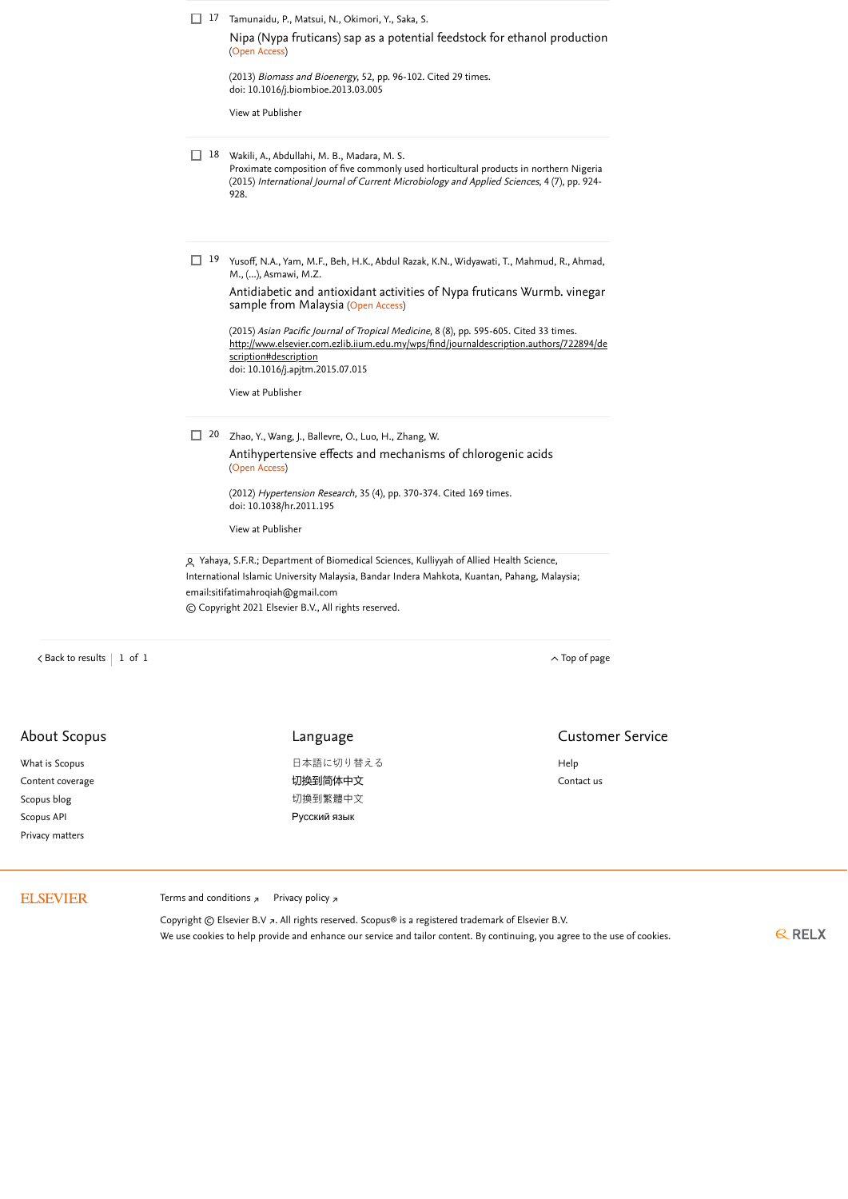17 Tamunaidu, P., Matsui, N., Okimori, Y., Saka, S.

Nipa (Nypa fruticans) sap as a potential feedstock for ethanol production (Open Access)

(2013) *Biomass and Bioenergy*, 52, pp. 96-102. Cited 29 times.
doi: 10.1016/j.biombioe.2013.03.005

View at Publisher

18 Wakili, A., Abdullahi, M. B., Madara, M. S.
Proximate composition of five commonly used horticultural products in northern Nigeria
(2015) *International Journal of Current Microbiology and Applied Sciences*, 4 (7), pp. 924-928.

19 Yusoff, N.A., Yam, M.F., Beh, H.K., Abdul Razak, K.N., Widyawati, T., Mahmud, R., Ahmad, M., (...), Asmawi, M.Z.

Antidiabetic and antioxidant activities of Nypa fruticans Wurmb. vinegar sample from Malaysia (Open Access)

(2015) *Asian Pacific Journal of Tropical Medicine*, 8 (8), pp. 595-605. Cited 33 times.
http://www.elsevier.com.ezlib.iium.edu.my/wps/find/journaldescription.authors/722894/description#description
doi: 10.1016/j.apjtm.2015.07.015

View at Publisher

20 Zhao, Y., Wang, J., Ballevre, O., Luo, H., Zhang, W.

Antihypertensive effects and mechanisms of chlorogenic acids (Open Access)

(2012) *Hypertension Research*, 35 (4), pp. 370-374. Cited 169 times.
doi: 10.1038/hr.2011.195

View at Publisher

Yahaya, S.F.R.; Department of Biomedical Sciences, Kulliyyah of Allied Health Science, International Islamic University Malaysia, Bandar Indera Mahkota, Kuantan, Pahang, Malaysia; email:sitifatimahroqiah@gmail.com
© Copyright 2021 Elsevier B.V., All rights reserved.

< Back to results | 1 of 1 ^ Top of page

## About Scopus

- What is Scopus
- Content coverage
- Scopus blog
- Scopus API
- Privacy matters

## Language

- 日本語に切り替える
- 切换到简体中文
- 切換到繁體中文
- Русский язык

## Customer Service

- Help
- Contact us

ELSEVIER

Terms and conditions ↗ Privacy policy ↗

Copyright © Elsevier B.V ↗. All rights reserved. Scopus® is a registered trademark of Elsevier B.V.
We use cookies to help provide and enhance our service and tailor content. By continuing, you agree to the use of cookies.

RELX